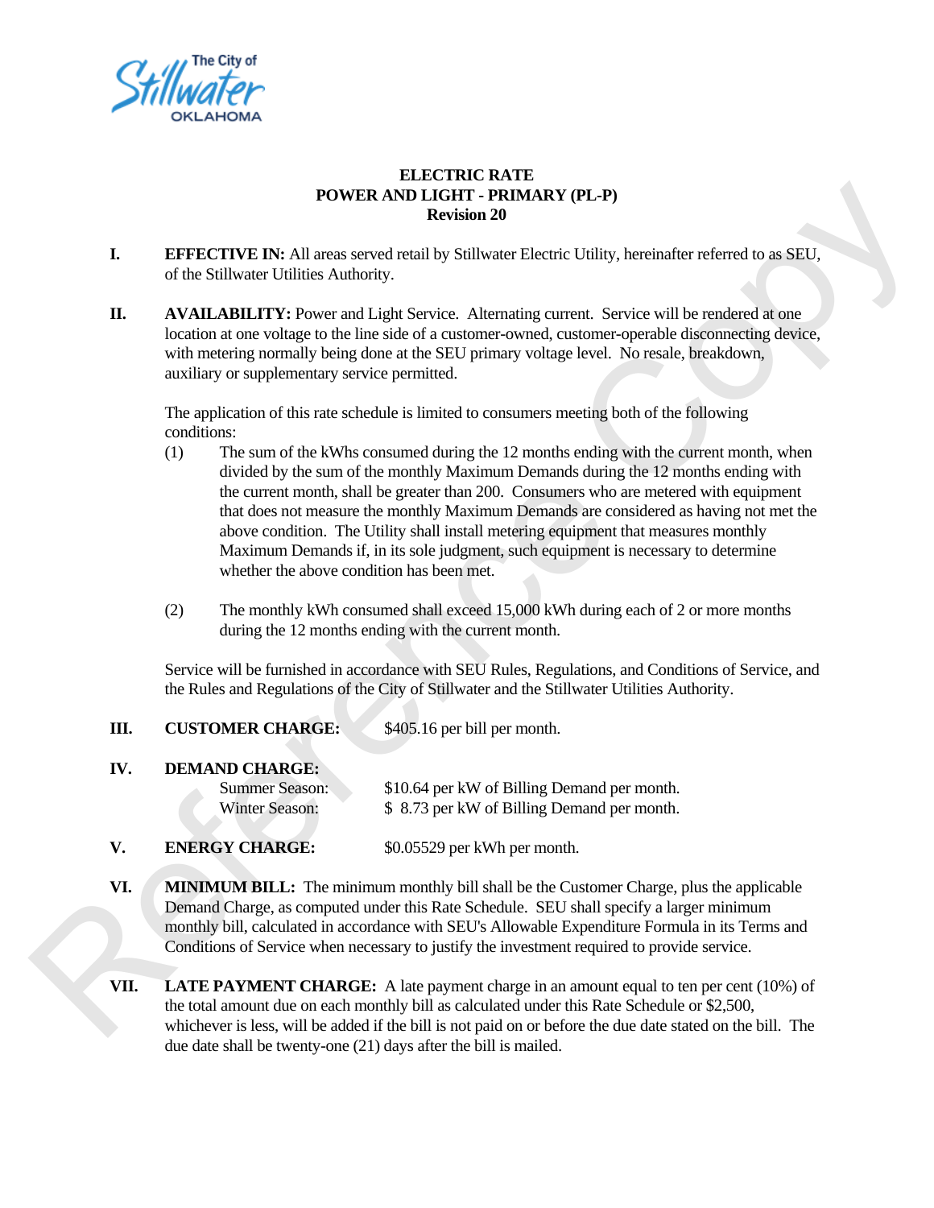# ELECTRIC RATE
## POWER AND LIGHT - PRIMARY (PL-P)
### Revision 20

**I. EFFECTIVE IN:** All areas served retail by Stillwater Electric Utility, hereinafter referred to as SEU, of the Stillwater Utilities Authority.

**II. AVAILABILITY:** Power and Light Service. Alternating current. Service will be rendered at one location at one voltage to the line side of a customer-owned, customer-operable disconnecting device, with metering normally being done at the SEU primary voltage level. No resale, breakdown, auxiliary or supplementary service permitted.

The application of this rate schedule is limited to consumers meeting both of the following conditions:

(1) The sum of the kWhs consumed during the 12 months ending with the current month, when divided by the sum of the monthly Maximum Demands during the 12 months ending with the current month, shall be greater than 200. Consumers who are metered with equipment that does not measure the monthly Maximum Demands are considered as having not met the above condition. The Utility shall install metering equipment that measures monthly Maximum Demands if, in its sole judgment, such equipment is necessary to determine whether the above condition has been met.

(2) The monthly kWh consumed shall exceed 15,000 kWh during each of 2 or more months during the 12 months ending with the current month.

Service will be furnished in accordance with SEU Rules, Regulations, and Conditions of Service, and the Rules and Regulations of the City of Stillwater and the Stillwater Utilities Authority.

**III. CUSTOMER CHARGE:** $405.16 per bill per month.

**IV. DEMAND CHARGE:**

Summer Season: $10.64 per kW of Billing Demand per month.
Winter Season: $ 8.73 per kW of Billing Demand per month.

**V. ENERGY CHARGE:** $0.05529 per kWh per month.

**VI. MINIMUM BILL:** The minimum monthly bill shall be the Customer Charge, plus the applicable Demand Charge, as computed under this Rate Schedule. SEU shall specify a larger minimum monthly bill, calculated in accordance with SEU's Allowable Expenditure Formula in its Terms and Conditions of Service when necessary to justify the investment required to provide service.

**VII. LATE PAYMENT CHARGE:** A late payment charge in an amount equal to ten per cent (10%) of the total amount due on each monthly bill as calculated under this Rate Schedule or $2,500, whichever is less, will be added if the bill is not paid on or before the due date stated on the bill. The due date shall be twenty-one (21) days after the bill is mailed.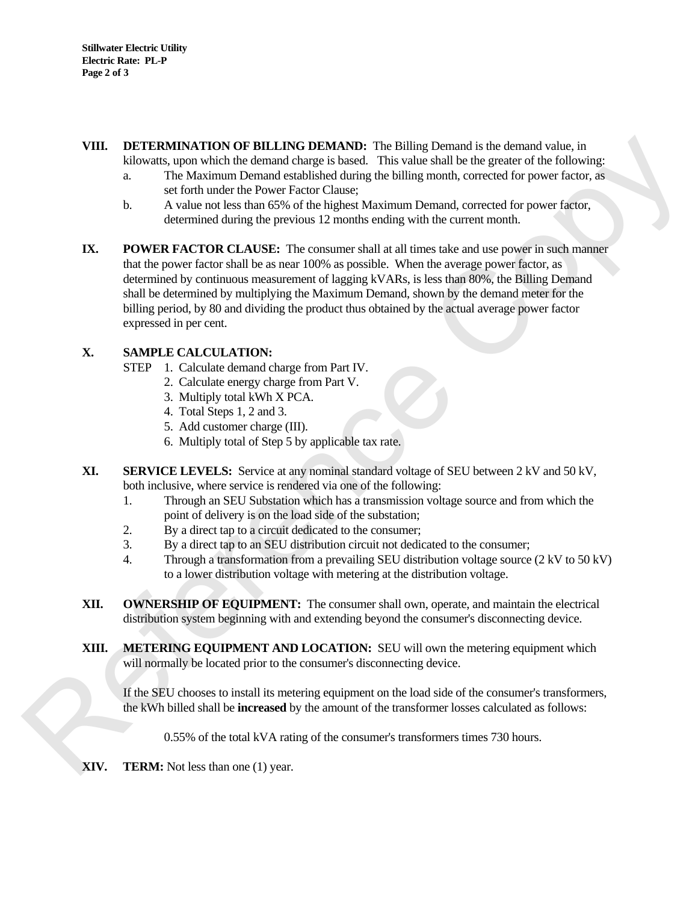**VIII. DETERMINATION OF BILLING DEMAND:** The Billing Demand is the demand value, in kilowatts, upon which the demand charge is based. This value shall be the greater of the following:

a. The Maximum Demand established during the billing month, corrected for power factor, as set forth under the Power Factor Clause;

b. A value not less than 65% of the highest Maximum Demand, corrected for power factor, determined during the previous 12 months ending with the current month.

**IX. POWER FACTOR CLAUSE:** The consumer shall at all times take and use power in such manner that the power factor shall be as near 100% as possible. When the average power factor, as determined by continuous measurement of lagging kVARs, is less than 80%, the Billing Demand shall be determined by multiplying the Maximum Demand, shown by the demand meter for the billing period, by 80 and dividing the product thus obtained by the actual average power factor expressed in per cent.

**X. SAMPLE CALCULATION:**

STEP
1. Calculate demand charge from Part IV.
2. Calculate energy charge from Part V.
3. Multiply total kWh X PCA.
4. Total Steps 1, 2 and 3.
5. Add customer charge (III).
6. Multiply total of Step 5 by applicable tax rate.

**XI. SERVICE LEVELS:** Service at any nominal standard voltage of SEU between 2 kV and 50 kV, both inclusive, where service is rendered via one of the following:

1. Through an SEU Substation which has a transmission voltage source and from which the point of delivery is on the load side of the substation;
2. By a direct tap to a circuit dedicated to the consumer;
3. By a direct tap to an SEU distribution circuit not dedicated to the consumer;
4. Through a transformation from a prevailing SEU distribution voltage source (2 kV to 50 kV) to a lower distribution voltage with metering at the distribution voltage.

**XII. OWNERSHIP OF EQUIPMENT:** The consumer shall own, operate, and maintain the electrical distribution system beginning with and extending beyond the consumer's disconnecting device.

**XIII. METERING EQUIPMENT AND LOCATION:** SEU will own the metering equipment which will normally be located prior to the consumer's disconnecting device.

If the SEU chooses to install its metering equipment on the load side of the consumer's transformers, the kWh billed shall be **increased** by the amount of the transformer losses calculated as follows:

0.55% of the total kVA rating of the consumer's transformers times 730 hours.

**XIV. TERM:** Not less than one (1) year.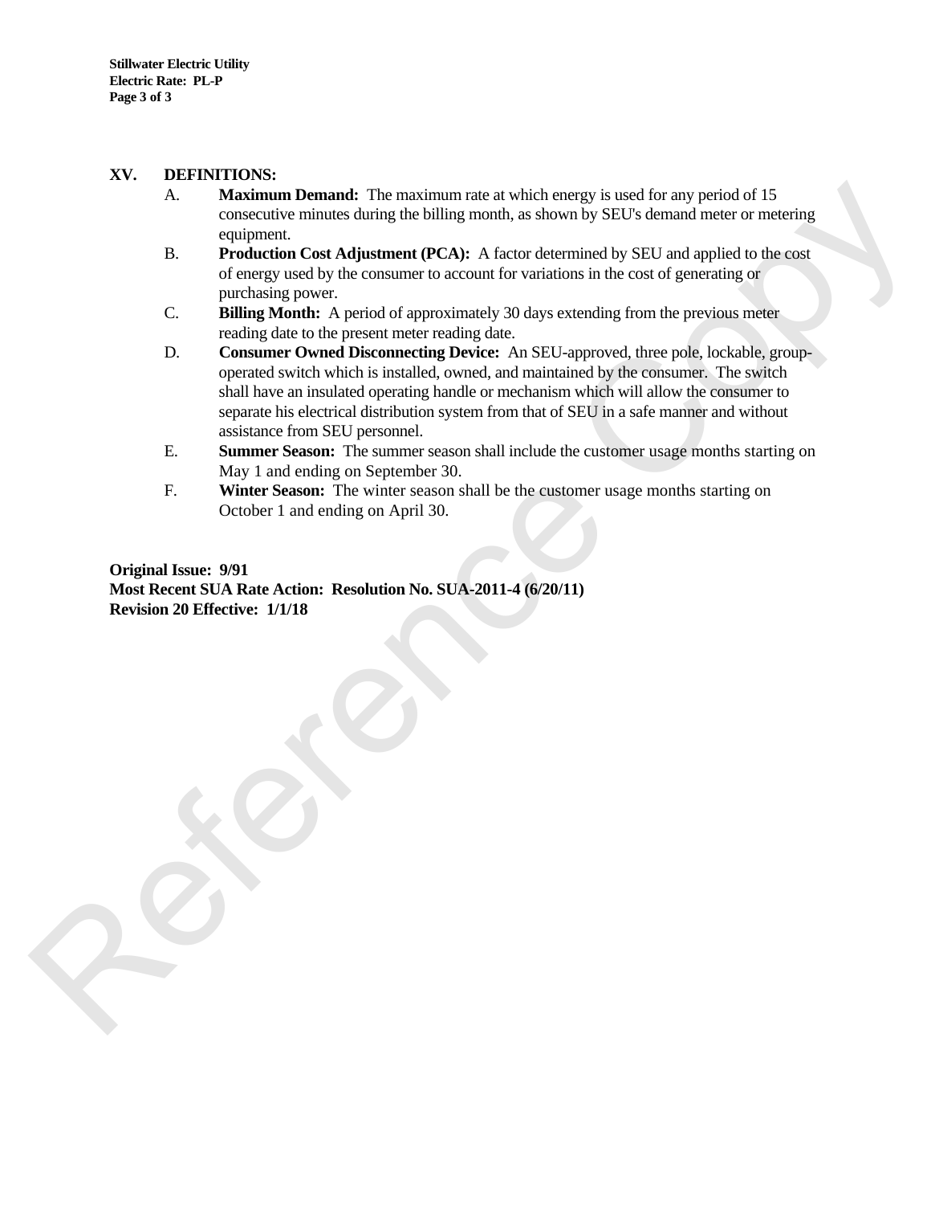## XV. DEFINITIONS:

A. **Maximum Demand:** The maximum rate at which energy is used for any period of 15 consecutive minutes during the billing month, as shown by SEU's demand meter or metering equipment.

B. **Production Cost Adjustment (PCA):** A factor determined by SEU and applied to the cost of energy used by the consumer to account for variations in the cost of generating or purchasing power.

C. **Billing Month:** A period of approximately 30 days extending from the previous meter reading date to the present meter reading date.

D. **Consumer Owned Disconnecting Device:** An SEU-approved, three pole, lockable, group-operated switch which is installed, owned, and maintained by the consumer. The switch shall have an insulated operating handle or mechanism which will allow the consumer to separate his electrical distribution system from that of SEU in a safe manner and without assistance from SEU personnel.

E. **Summer Season:** The summer season shall include the customer usage months starting on May 1 and ending on September 30.

F. **Winter Season:** The winter season shall be the customer usage months starting on October 1 and ending on April 30.

**Original Issue: 9/91**
**Most Recent SUA Rate Action: Resolution No. SUA-2011-4 (6/20/11)**
**Revision 20 Effective: 1/1/18**